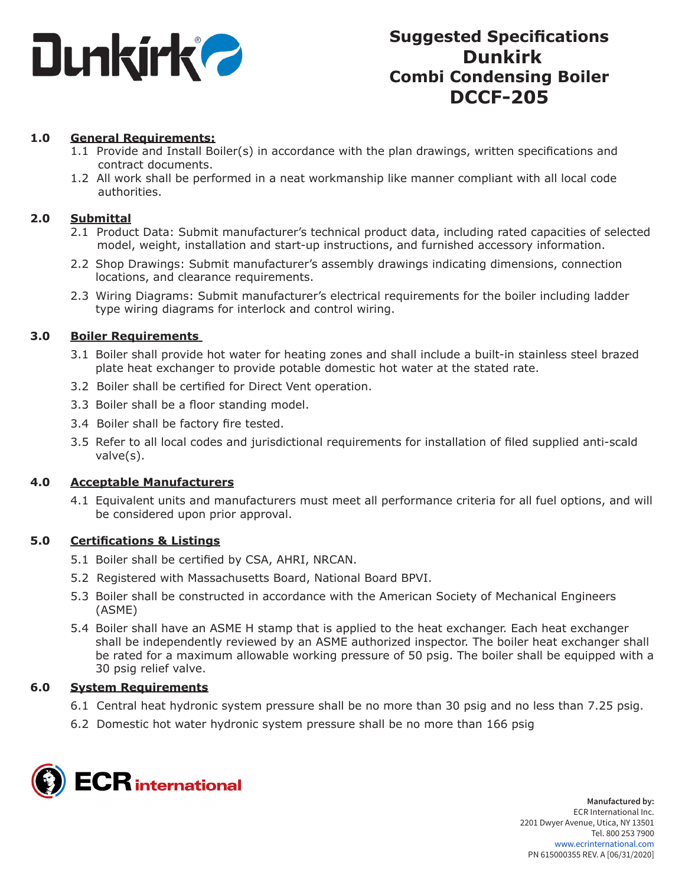# Suggested Specifications Dunkirk Combi Condensing Boiler DCCF-205

## 1.0 General Requirements:

1.1 Provide and Install Boiler(s) in accordance with the plan drawings, written specifications and contract documents.

1.2 All work shall be performed in a neat workmanship like manner compliant with all local code authorities.

## 2.0 Submittal

2.1 Product Data: Submit manufacturer's technical product data, including rated capacities of selected model, weight, installation and start-up instructions, and furnished accessory information.

2.2 Shop Drawings: Submit manufacturer's assembly drawings indicating dimensions, connection locations, and clearance requirements.

2.3 Wiring Diagrams: Submit manufacturer's electrical requirements for the boiler including ladder type wiring diagrams for interlock and control wiring.

## 3.0 Boiler Requirements

3.1 Boiler shall provide hot water for heating zones and shall include a built-in stainless steel brazed plate heat exchanger to provide potable domestic hot water at the stated rate.

3.2 Boiler shall be certified for Direct Vent operation.

3.3 Boiler shall be a floor standing model.

3.4 Boiler shall be factory fire tested.

3.5 Refer to all local codes and jurisdictional requirements for installation of filed supplied anti-scald valve(s).

## 4.0 Acceptable Manufacturers

4.1 Equivalent units and manufacturers must meet all performance criteria for all fuel options, and will be considered upon prior approval.

## 5.0 Certifications & Listings

5.1 Boiler shall be certified by CSA, AHRI, NRCAN.

5.2 Registered with Massachusetts Board, National Board BPVI.

5.3 Boiler shall be constructed in accordance with the American Society of Mechanical Engineers (ASME)

5.4 Boiler shall have an ASME H stamp that is applied to the heat exchanger. Each heat exchanger shall be independently reviewed by an ASME authorized inspector. The boiler heat exchanger shall be rated for a maximum allowable working pressure of 50 psig. The boiler shall be equipped with a 30 psig relief valve.

## 6.0 System Requirements

6.1 Central heat hydronic system pressure shall be no more than 30 psig and no less than 7.25 psig.

6.2 Domestic hot water hydronic system pressure shall be no more than 166 psig

**Manufactured by:**
ECR International Inc.
2201 Dwyer Avenue, Utica, NY 13501
Tel. 800 253 7900
www.ecrinternational.com
PN 615000355 REV. A [06/31/2020]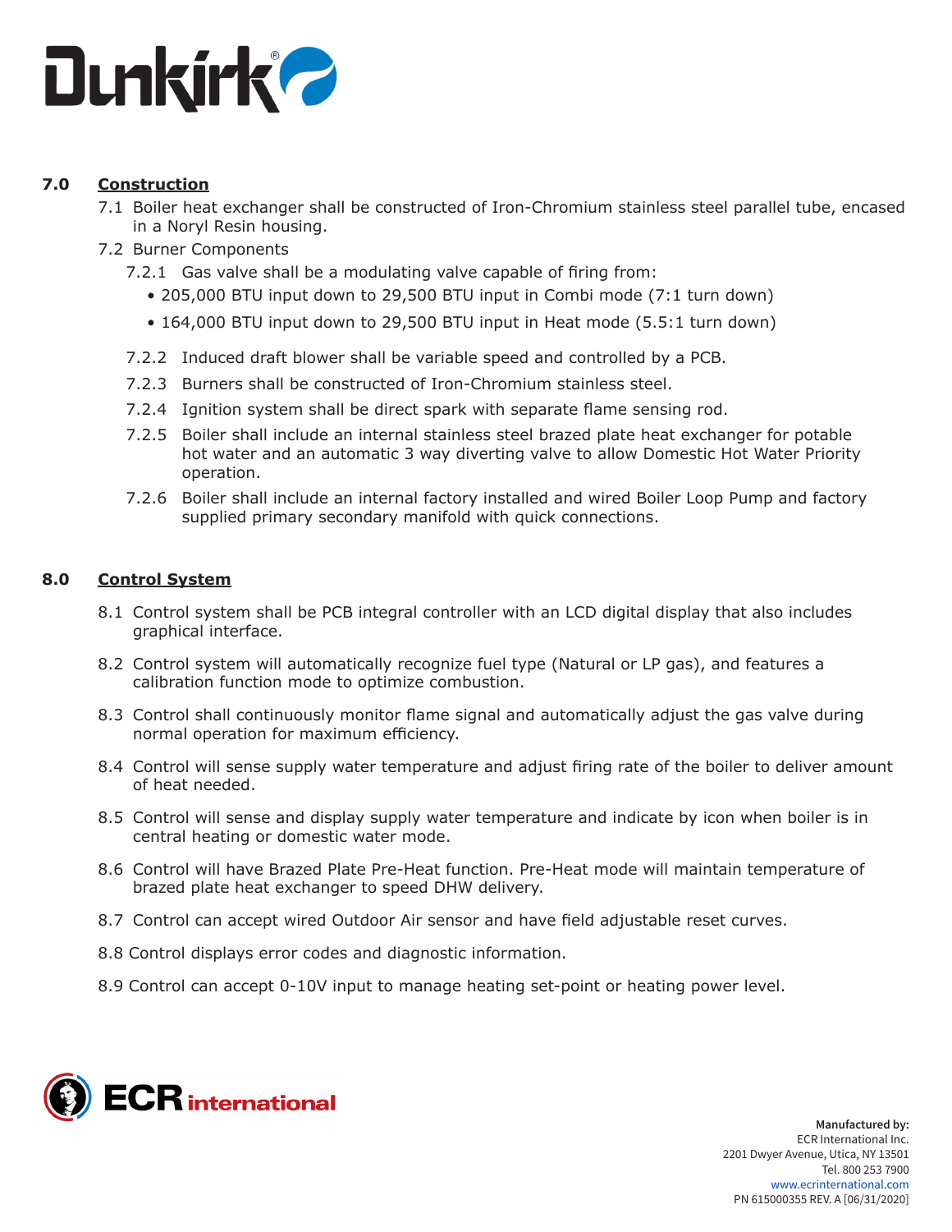## 7.0 Construction

7.1 Boiler heat exchanger shall be constructed of Iron-Chromium stainless steel parallel tube, encased in a Noryl Resin housing.

7.2 Burner Components

7.2.1 Gas valve shall be a modulating valve capable of firing from:

- 205,000 BTU input down to 29,500 BTU input in Combi mode (7:1 turn down)
- 164,000 BTU input down to 29,500 BTU input in Heat mode (5.5:1 turn down)

7.2.2 Induced draft blower shall be variable speed and controlled by a PCB.

7.2.3 Burners shall be constructed of Iron-Chromium stainless steel.

7.2.4 Ignition system shall be direct spark with separate flame sensing rod.

7.2.5 Boiler shall include an internal stainless steel brazed plate heat exchanger for potable hot water and an automatic 3 way diverting valve to allow Domestic Hot Water Priority operation.

7.2.6 Boiler shall include an internal factory installed and wired Boiler Loop Pump and factory supplied primary secondary manifold with quick connections.

## 8.0 Control System

8.1 Control system shall be PCB integral controller with an LCD digital display that also includes graphical interface.

8.2 Control system will automatically recognize fuel type (Natural or LP gas), and features a calibration function mode to optimize combustion.

8.3 Control shall continuously monitor flame signal and automatically adjust the gas valve during normal operation for maximum efficiency.

8.4 Control will sense supply water temperature and adjust firing rate of the boiler to deliver amount of heat needed.

8.5 Control will sense and display supply water temperature and indicate by icon when boiler is in central heating or domestic water mode.

8.6 Control will have Brazed Plate Pre-Heat function. Pre-Heat mode will maintain temperature of brazed plate heat exchanger to speed DHW delivery.

8.7 Control can accept wired Outdoor Air sensor and have field adjustable reset curves.

8.8 Control displays error codes and diagnostic information.

8.9 Control can accept 0-10V input to manage heating set-point or heating power level.

**Manufactured by:**
ECR International Inc.
2201 Dwyer Avenue, Utica, NY 13501
Tel. 800 253 7900
www.ecrinternational.com
PN 615000355 REV. A [06/31/2020]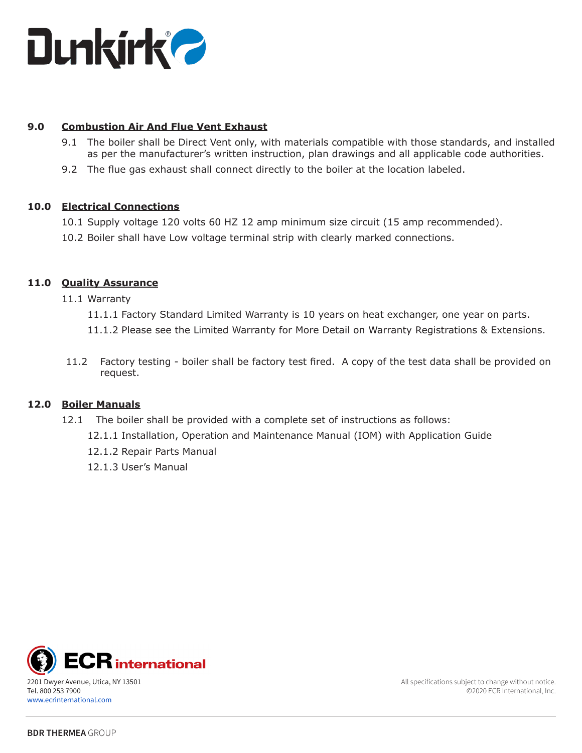Dunkirk®

## 9.0 Combustion Air And Flue Vent Exhaust

9.1 The boiler shall be Direct Vent only, with materials compatible with those standards, and installed as per the manufacturer's written instruction, plan drawings and all applicable code authorities.

9.2 The flue gas exhaust shall connect directly to the boiler at the location labeled.

## 10.0 Electrical Connections

10.1 Supply voltage 120 volts 60 HZ 12 amp minimum size circuit (15 amp recommended).

10.2 Boiler shall have Low voltage terminal strip with clearly marked connections.

## 11.0 Quality Assurance

11.1 Warranty

11.1.1 Factory Standard Limited Warranty is 10 years on heat exchanger, one year on parts.

11.1.2 Please see the Limited Warranty for More Detail on Warranty Registrations & Extensions.

11.2 Factory testing - boiler shall be factory test fired. A copy of the test data shall be provided on request.

## 12.0 Boiler Manuals

12.1 The boiler shall be provided with a complete set of instructions as follows:

12.1.1 Installation, Operation and Maintenance Manual (IOM) with Application Guide

12.1.2 Repair Parts Manual

12.1.3 User's Manual

ECR international

2201 Dwyer Avenue, Utica, NY 13501
Tel. 800 253 7900
www.ecrinternational.com

All specifications subject to change without notice.
©2020 ECR International, Inc.

BDR THERMEA GROUP